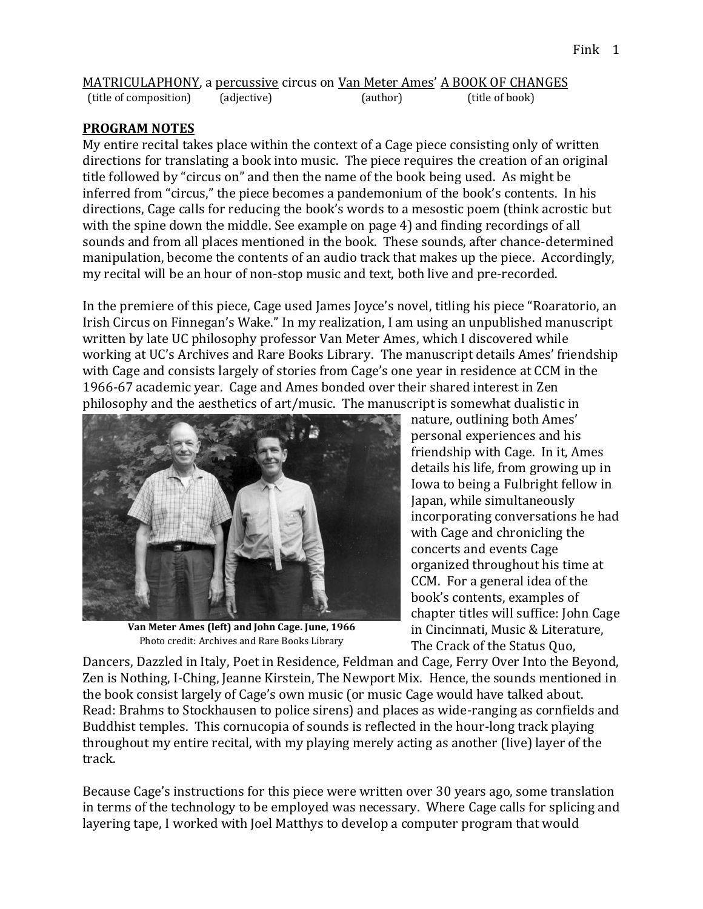MATRICULAPHONY, a percussive circus on Van Meter Ames' A BOOK OF CHANGES
(title of composition) (adjective) (author) (title of book)

## **PROGRAM NOTES**

My entire recital takes place within the context of a Cage piece consisting only of written directions for translating a book into music. The piece requires the creation of an original title followed by "circus on" and then the name of the book being used. As might be inferred from "circus," the piece becomes a pandemonium of the book's contents. In his directions, Cage calls for reducing the book's words to a mesostic poem (think acrostic but with the spine down the middle. See example on page 4) and finding recordings of all sounds and from all places mentioned in the book. These sounds, after chance-determined manipulation, become the contents of an audio track that makes up the piece. Accordingly, my recital will be an hour of non-stop music and text, both live and pre-recorded.

In the premiere of this piece, Cage used James Joyce's novel, titling his piece "Roaratorio, an Irish Circus on Finnegan's Wake." In my realization, I am using an unpublished manuscript written by late UC philosophy professor Van Meter Ames, which I discovered while working at UC's Archives and Rare Books Library. The manuscript details Ames' friendship with Cage and consists largely of stories from Cage's one year in residence at CCM in the 1966-67 academic year. Cage and Ames bonded over their shared interest in Zen philosophy and the aesthetics of art/music. The manuscript is somewhat dualistic in nature, outlining both Ames' personal experiences and his friendship with Cage. In it, Ames details his life, from growing up in Iowa to being a Fulbright fellow in Japan, while simultaneously incorporating conversations he had with Cage and chronicling the concerts and events Cage organized throughout his time at CCM. For a general idea of the book's contents, examples of chapter titles will suffice: John Cage in Cincinnati, Music & Literature, The Crack of the Status Quo, Dancers, Dazzled in Italy, Poet in Residence, Feldman and Cage, Ferry Over Into the Beyond, Zen is Nothing, I-Ching, Jeanne Kirstein, The Newport Mix. Hence, the sounds mentioned in the book consist largely of Cage's own music (or music Cage would have talked about. Read: Brahms to Stockhausen to police sirens) and places as wide-ranging as cornfields and Buddhist temples. This cornucopia of sounds is reflected in the hour-long track playing throughout my entire recital, with my playing merely acting as another (live) layer of the track.

**Van Meter Ames (left) and John Cage. June, 1966**
Photo credit: Archives and Rare Books Library

Because Cage's instructions for this piece were written over 30 years ago, some translation in terms of the technology to be employed was necessary. Where Cage calls for splicing and layering tape, I worked with Joel Matthys to develop a computer program that would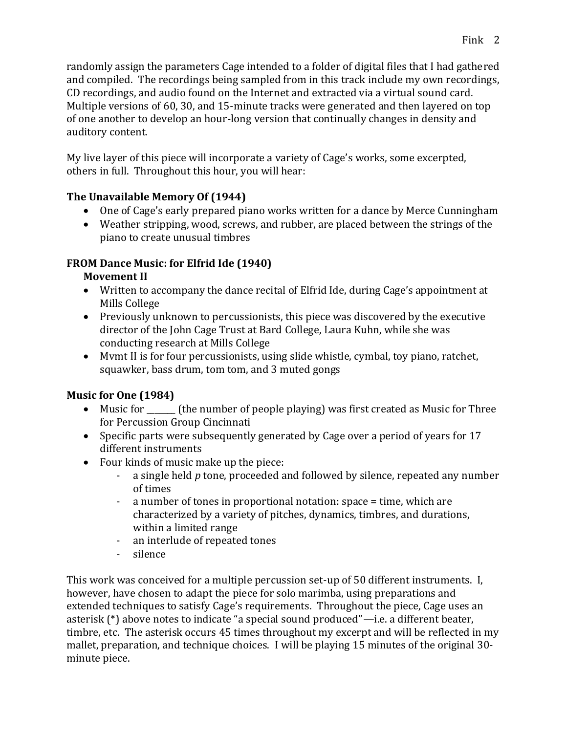randomly assign the parameters Cage intended to a folder of digital files that I had gathered and compiled. The recordings being sampled from in this track include my own recordings, CD recordings, and audio found on the Internet and extracted via a virtual sound card. Multiple versions of 60, 30, and 15-minute tracks were generated and then layered on top of one another to develop an hour-long version that continually changes in density and auditory content.

My live layer of this piece will incorporate a variety of Cage's works, some excerpted, others in full. Throughout this hour, you will hear:

**The Unavailable Memory Of (1944)**

- One of Cage's early prepared piano works written for a dance by Merce Cunningham
- Weather stripping, wood, screws, and rubber, are placed between the strings of the piano to create unusual timbres

**FROM Dance Music: for Elfrid Ide (1940)**
**Movement II**

- Written to accompany the dance recital of Elfrid Ide, during Cage's appointment at Mills College
- Previously unknown to percussionists, this piece was discovered by the executive director of the John Cage Trust at Bard College, Laura Kuhn, while she was conducting research at Mills College
- Mvmt II is for four percussionists, using slide whistle, cymbal, toy piano, ratchet, squawker, bass drum, tom tom, and 3 muted gongs

**Music for One (1984)**

- Music for _______ (the number of people playing) was first created as Music for Three for Percussion Group Cincinnati
- Specific parts were subsequently generated by Cage over a period of years for 17 different instruments
- Four kinds of music make up the piece:
  - a single held *p* tone, proceeded and followed by silence, repeated any number of times
  - a number of tones in proportional notation: space = time, which are characterized by a variety of pitches, dynamics, timbres, and durations, within a limited range
  - an interlude of repeated tones
  - silence

This work was conceived for a multiple percussion set-up of 50 different instruments. I, however, have chosen to adapt the piece for solo marimba, using preparations and extended techniques to satisfy Cage's requirements. Throughout the piece, Cage uses an asterisk (*) above notes to indicate "a special sound produced"—i.e. a different beater, timbre, etc. The asterisk occurs 45 times throughout my excerpt and will be reflected in my mallet, preparation, and technique choices. I will be playing 15 minutes of the original 30-minute piece.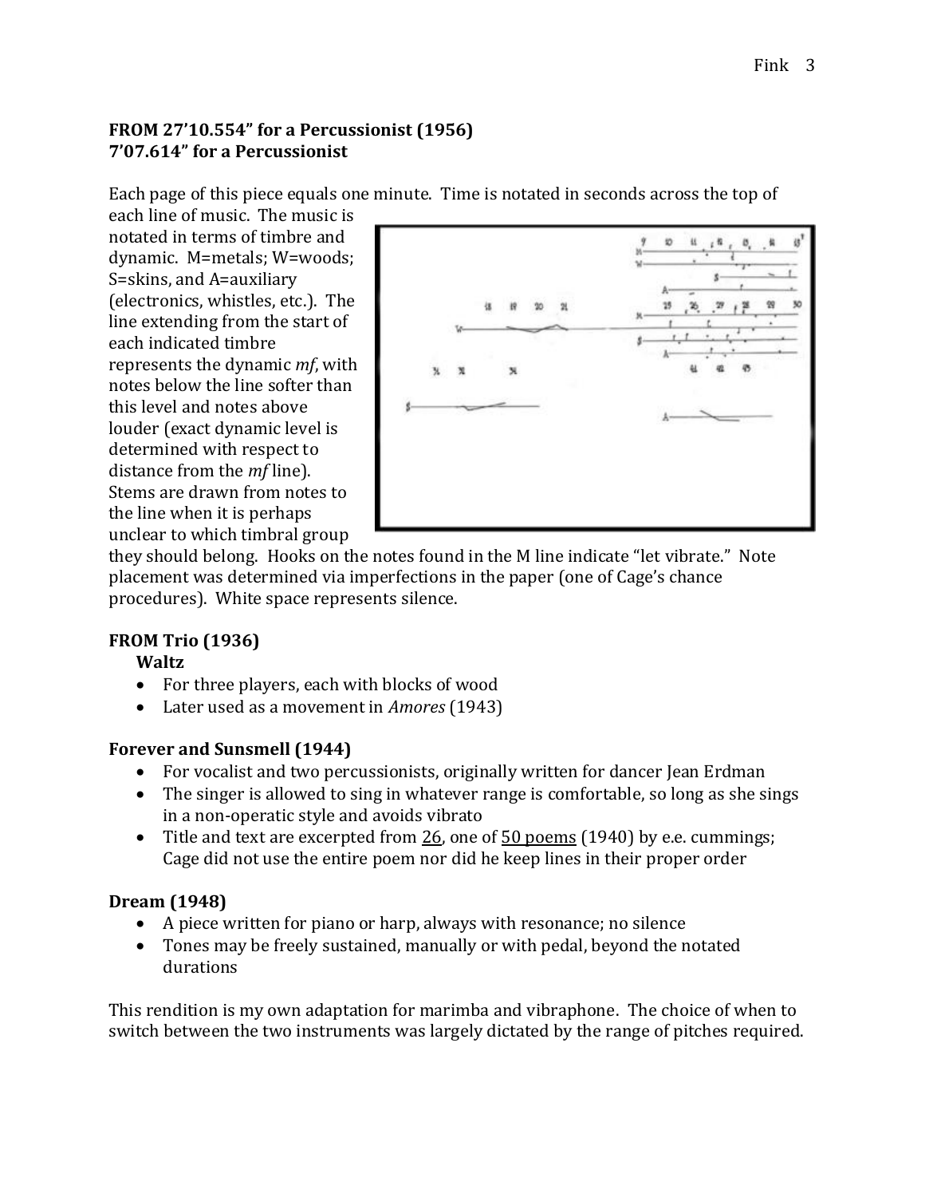**FROM 27'10.554" for a Percussionist (1956)**
**7'07.614" for a Percussionist**

Each page of this piece equals one minute. Time is notated in seconds across the top of each line of music. The music is notated in terms of timbre and dynamic. M=metals; W=woods; S=skins, and A=auxiliary (electronics, whistles, etc.). The line extending from the start of each indicated timbre represents the dynamic *mf*, with notes below the line softer than this level and notes above louder (exact dynamic level is determined with respect to distance from the *mf* line). Stems are drawn from notes to the line when it is perhaps unclear to which timbral group they should belong. Hooks on the notes found in the M line indicate "let vibrate." Note placement was determined via imperfections in the paper (one of Cage's chance procedures). White space represents silence.

**FROM Trio (1936)**

**Waltz**

- For three players, each with blocks of wood
- Later used as a movement in *Amores* (1943)

**Forever and Sunsmell (1944)**

- For vocalist and two percussionists, originally written for dancer Jean Erdman
- The singer is allowed to sing in whatever range is comfortable, so long as she sings in a non-operatic style and avoids vibrato
- Title and text are excerpted from 26, one of 50 poems (1940) by e.e. cummings; Cage did not use the entire poem nor did he keep lines in their proper order

**Dream (1948)**

- A piece written for piano or harp, always with resonance; no silence
- Tones may be freely sustained, manually or with pedal, beyond the notated durations

This rendition is my own adaptation for marimba and vibraphone. The choice of when to switch between the two instruments was largely dictated by the range of pitches required.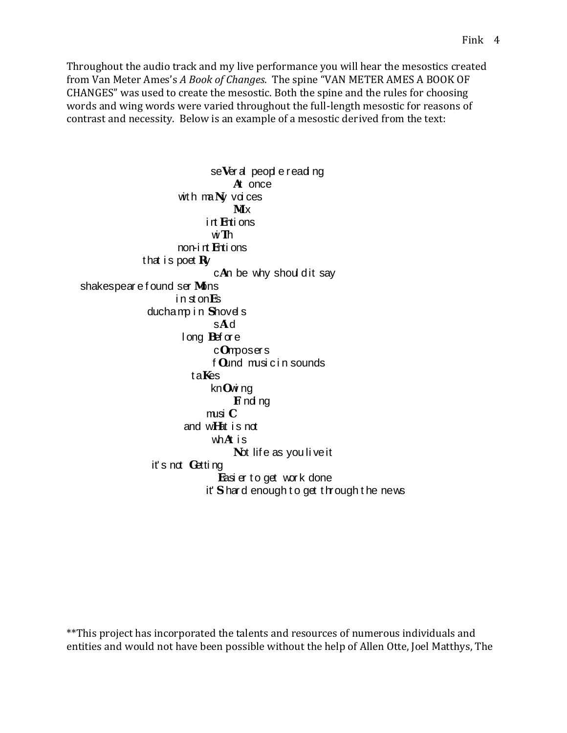Throughout the audio track and my live performance you will hear the mesostics created from Van Meter Ames's *A Book of Changes*. The spine "VAN METER AMES A BOOK OF CHANGES" was used to create the mesostic. Both the spine and the rules for choosing words and wing words were varied throughout the full-length mesostic for reasons of contrast and necessity. Below is an example of a mesostic derived from the text:

```
                  seVeral people reading
                       At once
            with maNy voices
                       MIx
                 intEntions
                  wiTh
           non-intEntions
     that is poetRy
                  cAn be why should it say
shakespeare found serMons
           in stonEs
       duchamp in Shovels
                  sAid
            long Before
                  cOmposers
                  fOund music in sounds
              taKes
                 knOwing
                       Finding
                 musiC
            and wHat is not
                  whAt is
                       Not life as you live it
       it's not Getting
                       Easier to get work done
                 it'S hard enough to get through the news
```

**This project has incorporated the talents and resources of numerous individuals and entities and would not have been possible without the help of Allen Otte, Joel Matthys, The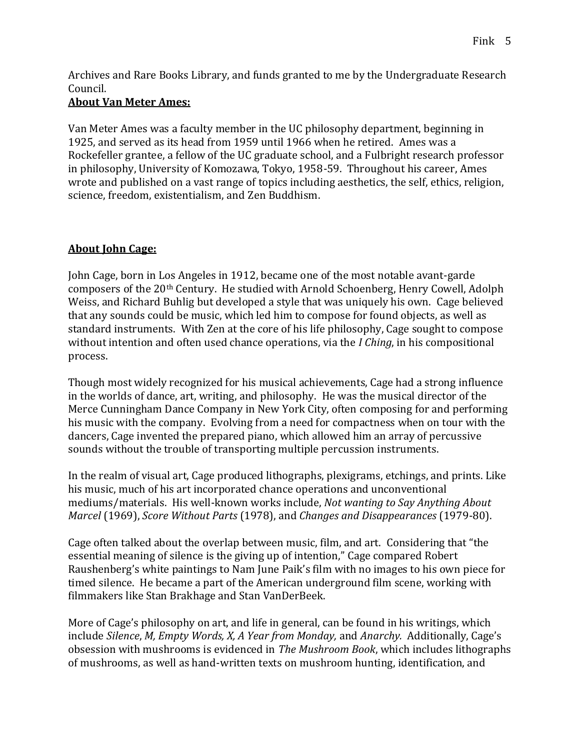Archives and Rare Books Library, and funds granted to me by the Undergraduate Research Council.

**About Van Meter Ames:**

Van Meter Ames was a faculty member in the UC philosophy department, beginning in 1925, and served as its head from 1959 until 1966 when he retired. Ames was a Rockefeller grantee, a fellow of the UC graduate school, and a Fulbright research professor in philosophy, University of Komozawa, Tokyo, 1958-59. Throughout his career, Ames wrote and published on a vast range of topics including aesthetics, the self, ethics, religion, science, freedom, existentialism, and Zen Buddhism.

**About John Cage:**

John Cage, born in Los Angeles in 1912, became one of the most notable avant-garde composers of the 20th Century. He studied with Arnold Schoenberg, Henry Cowell, Adolph Weiss, and Richard Buhlig but developed a style that was uniquely his own. Cage believed that any sounds could be music, which led him to compose for found objects, as well as standard instruments. With Zen at the core of his life philosophy, Cage sought to compose without intention and often used chance operations, via the *I Ching*, in his compositional process.

Though most widely recognized for his musical achievements, Cage had a strong influence in the worlds of dance, art, writing, and philosophy. He was the musical director of the Merce Cunningham Dance Company in New York City, often composing for and performing his music with the company. Evolving from a need for compactness when on tour with the dancers, Cage invented the prepared piano, which allowed him an array of percussive sounds without the trouble of transporting multiple percussion instruments.

In the realm of visual art, Cage produced lithographs, plexigrams, etchings, and prints. Like his music, much of his art incorporated chance operations and unconventional mediums/materials. His well-known works include, *Not wanting to Say Anything About Marcel* (1969), *Score Without Parts* (1978), and *Changes and Disappearances* (1979-80).

Cage often talked about the overlap between music, film, and art. Considering that "the essential meaning of silence is the giving up of intention," Cage compared Robert Raushenberg's white paintings to Nam June Paik's film with no images to his own piece for timed silence. He became a part of the American underground film scene, working with filmmakers like Stan Brakhage and Stan VanDerBeek.

More of Cage's philosophy on art, and life in general, can be found in his writings, which include *Silence*, *M, Empty Words, X, A Year from Monday,* and *Anarchy.* Additionally, Cage's obsession with mushrooms is evidenced in *The Mushroom Book*, which includes lithographs of mushrooms, as well as hand-written texts on mushroom hunting, identification, and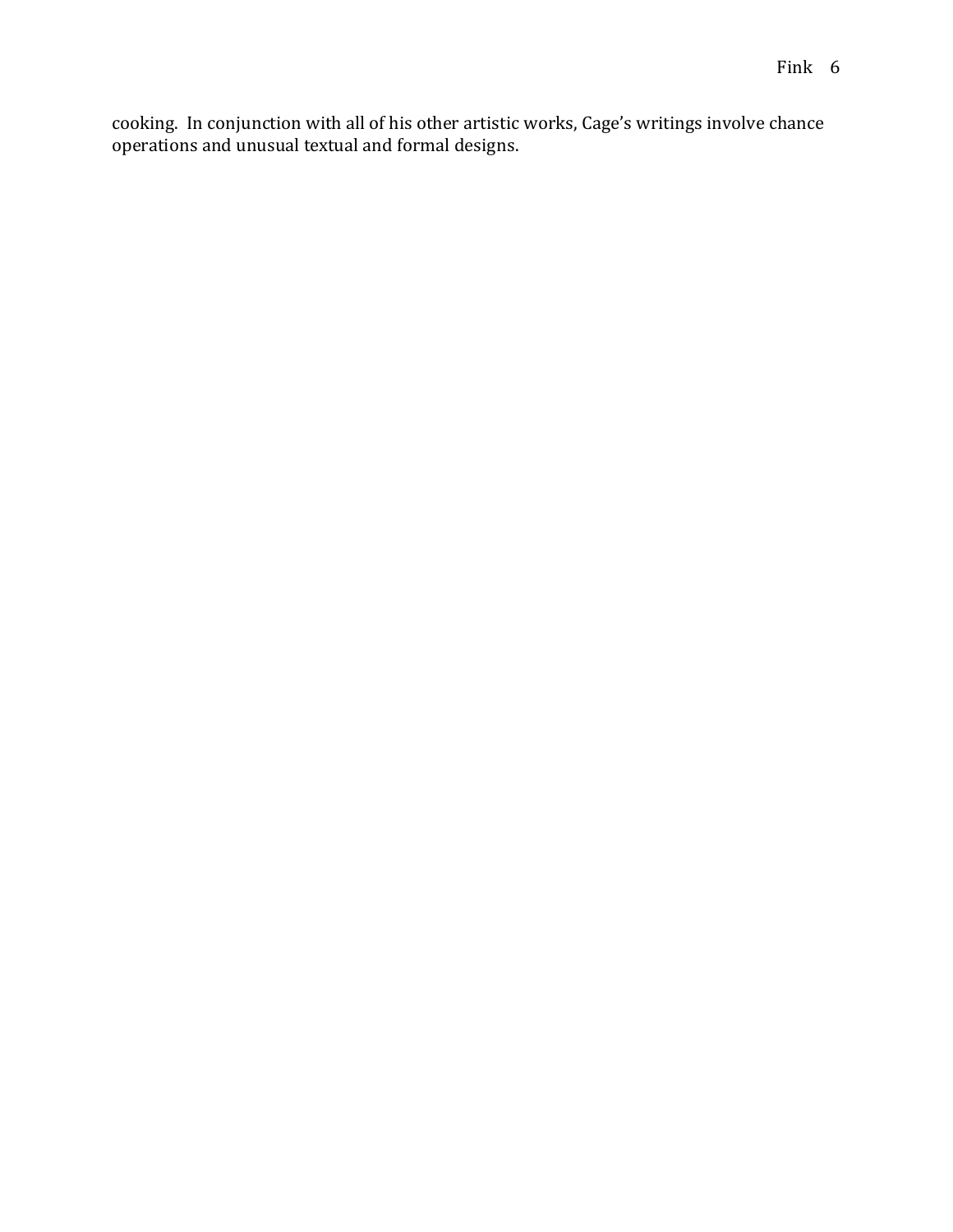cooking. In conjunction with all of his other artistic works, Cage's writings involve chance operations and unusual textual and formal designs.